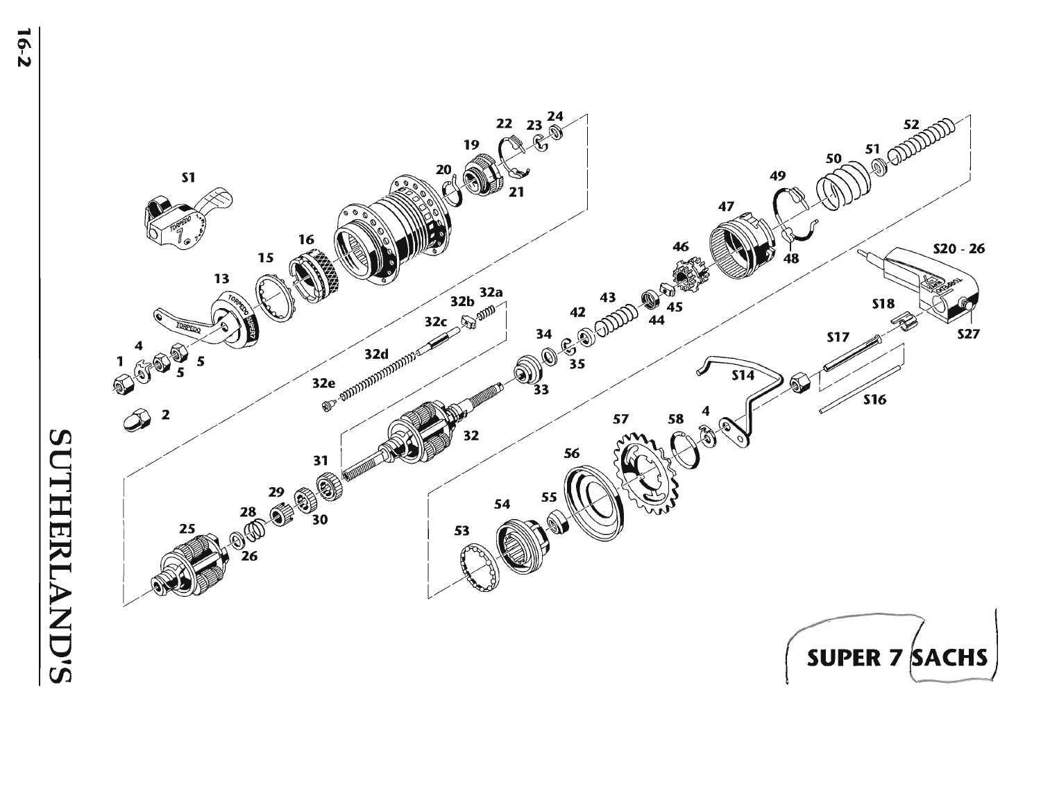# SUPER 7 SACHS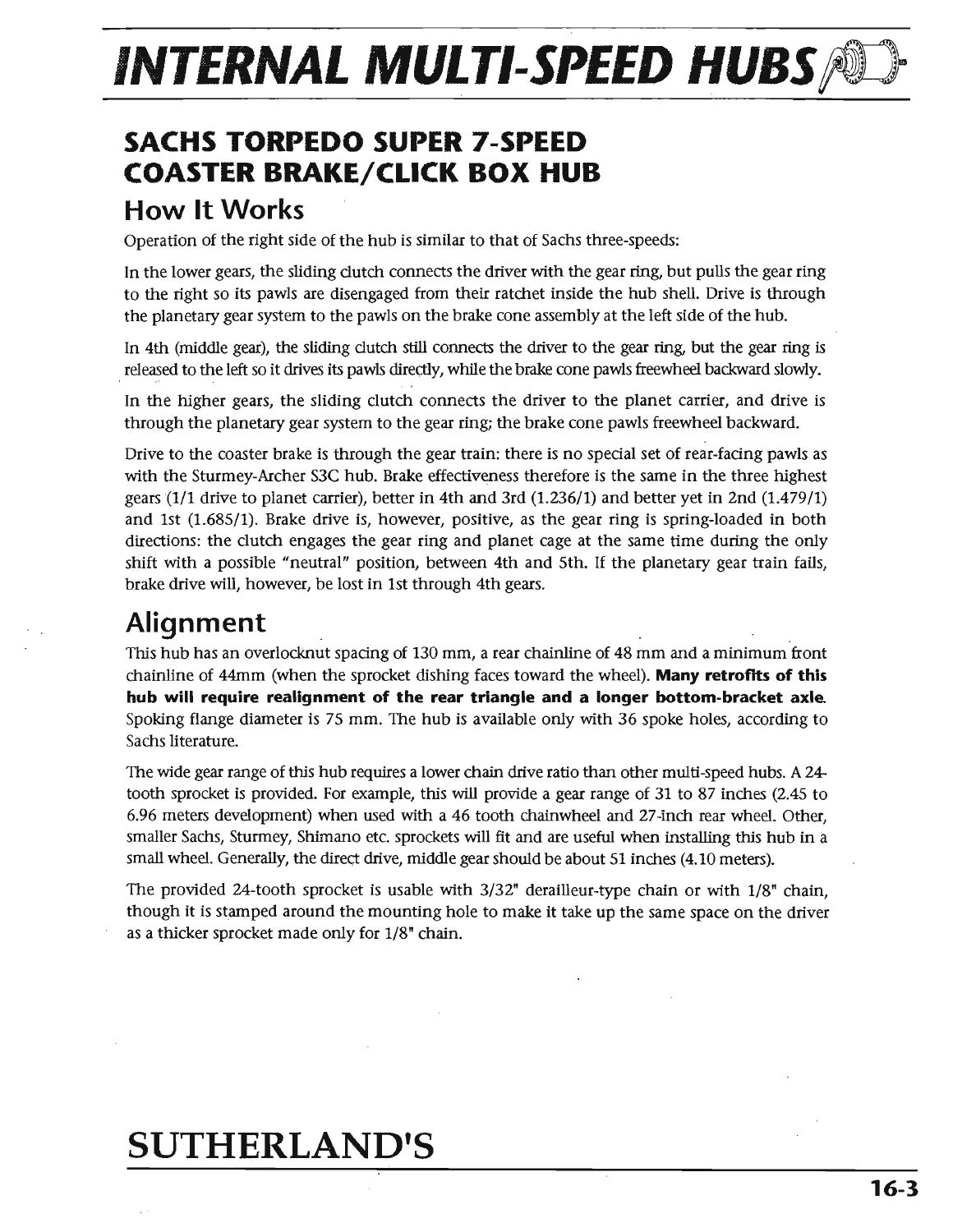# INTERNAL MULTI-SPEED HUBS

## SACHS TORPEDO SUPER 7-SPEED COASTER BRAKE/CLICK BOX HUB

### How It Works

Operation of the right side of the hub is similar to that of Sachs three-speeds:

In the lower gears, the sliding clutch connects the driver with the gear ring, but pulls the gear ring to the right so its pawls are disengaged from their ratchet inside the hub shell. Drive is through the planetary gear system to the pawls on the brake cone assembly at the left side of the hub.

In 4th (middle gear), the sliding clutch still connects the driver to the gear ring, but the gear ring is released to the left so it drives its pawls directly, while the brake cone pawls freewheel backward slowly.

In the higher gears, the sliding clutch connects the driver to the planet carrier, and drive is through the planetary gear system to the gear ring; the brake cone pawls freewheel backward.

Drive to the coaster brake is through the gear train: there is no special set of rear-facing pawls as with the Sturmey-Archer S3C hub. Brake effectiveness therefore is the same in the three highest gears (1/1 drive to planet carrier), better in 4th and 3rd (1.236/1) and better yet in 2nd (1.479/1) and 1st (1.685/1). Brake drive is, however, positive, as the gear ring is spring-loaded in both directions: the clutch engages the gear ring and planet cage at the same time during the only shift with a possible "neutral" position, between 4th and 5th. If the planetary gear train fails, brake drive will, however, be lost in 1st through 4th gears.

## Alignment

This hub has an overlocknut spacing of 130 mm, a rear chainline of 48 mm and a minimum front chainline of 44mm (when the sprocket dishing faces toward the wheel). **Many retrofits of this hub will require realignment of the rear triangle and a longer bottom-bracket axle.** Spoking flange diameter is 75 mm. The hub is available only with 36 spoke holes, according to Sachs literature.

The wide gear range of this hub requires a lower chain drive ratio than other multi-speed hubs. A 24-tooth sprocket is provided. For example, this will provide a gear range of 31 to 87 inches (2.45 to 6.96 meters development) when used with a 46 tooth chainwheel and 27-inch rear wheel. Other, smaller Sachs, Sturmey, Shimano etc. sprockets will fit and are useful when installing this hub in a small wheel. Generally, the direct drive, middle gear should be about 51 inches (4.10 meters).

The provided 24-tooth sprocket is usable with 3/32" derailleur-type chain or with 1/8" chain, though it is stamped around the mounting hole to make it take up the same space on the driver as a thicker sprocket made only for 1/8" chain.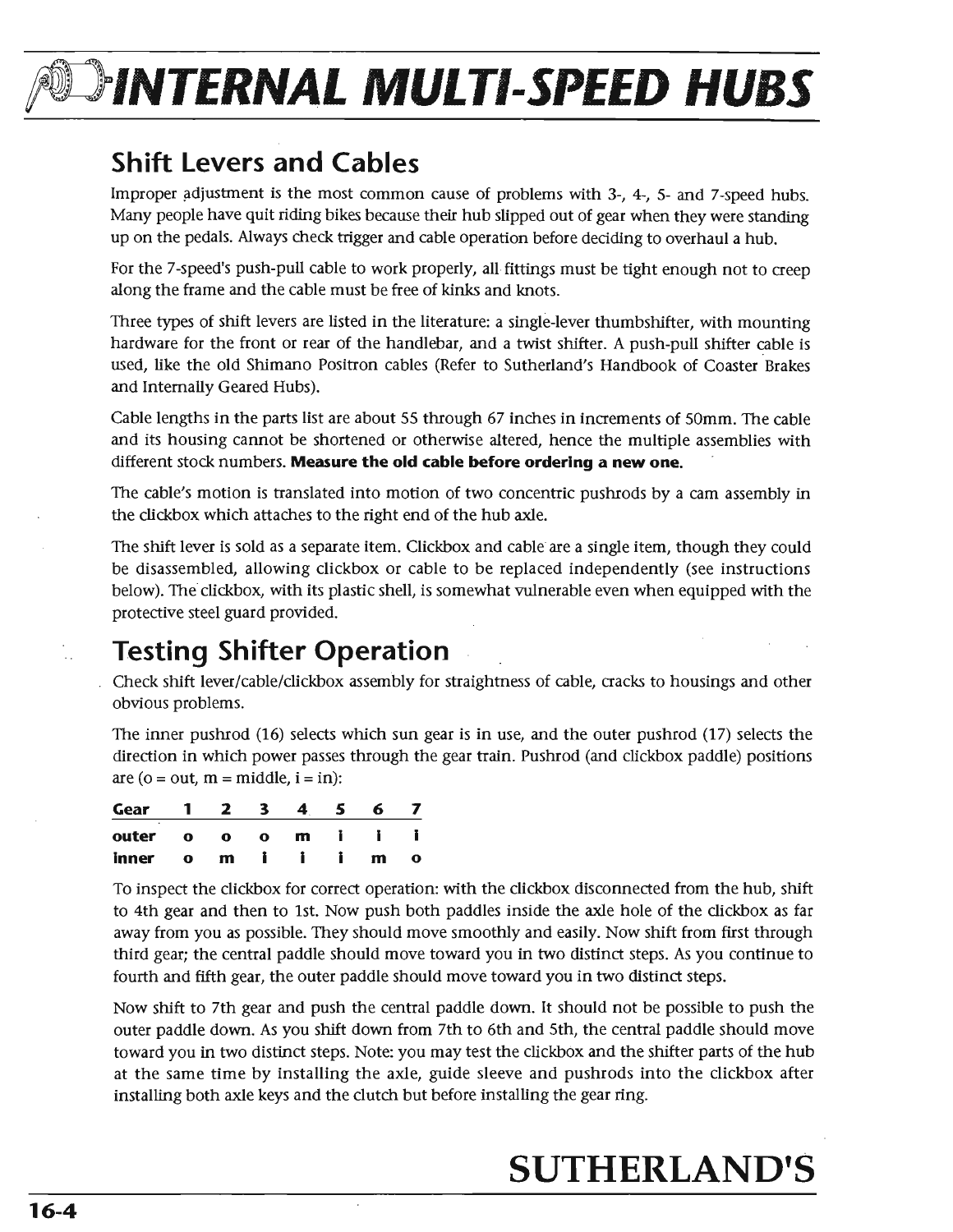## Shift Levers and Cables

Improper adjustment is the most common cause of problems with 3-, 4-, 5- and 7-speed hubs. Many people have quit riding bikes because their hub slipped out of gear when they were standing up on the pedals. Always check trigger and cable operation before deciding to overhaul a hub.

For the 7-speed's push-pull cable to work properly, all fittings must be tight enough not to creep along the frame and the cable must be free of kinks and knots.

Three types of shift levers are listed in the literature: a single-lever thumbshifter, with mounting hardware for the front or rear of the handlebar, and a twist shifter. A push-pull shifter cable is used, like the old Shimano Positron cables (Refer to Sutherland's Handbook of Coaster Brakes and Internally Geared Hubs).

Cable lengths in the parts list are about 55 through 67 inches in increments of 50mm. The cable and its housing cannot be shortened or otherwise altered, hence the multiple assemblies with different stock numbers. **Measure the old cable before ordering a new one.**

The cable's motion is translated into motion of two concentric pushrods by a cam assembly in the clickbox which attaches to the right end of the hub axle.

The shift lever is sold as a separate item. Clickbox and cable are a single item, though they could be disassembled, allowing clickbox or cable to be replaced independently (see instructions below). The clickbox, with its plastic shell, is somewhat vulnerable even when equipped with the protective steel guard provided.

## Testing Shifter Operation

Check shift lever/cable/clickbox assembly for straightness of cable, cracks to housings and other obvious problems.

The inner pushrod (16) selects which sun gear is in use, and the outer pushrod (17) selects the direction in which power passes through the gear train. Pushrod (and clickbox paddle) positions are (o = out, m = middle, i = in):

| Gear | 1 | 2 | 3 | 4 | 5 | 6 | 7 |
|---|---|---|---|---|---|---|---|
| outer | o | o | o | m | i | i | i |
| inner | o | m | i | i | i | m | o |

To inspect the clickbox for correct operation: with the clickbox disconnected from the hub, shift to 4th gear and then to 1st. Now push both paddles inside the axle hole of the clickbox as far away from you as possible. They should move smoothly and easily. Now shift from first through third gear; the central paddle should move toward you in two distinct steps. As you continue to fourth and fifth gear, the outer paddle should move toward you in two distinct steps.

Now shift to 7th gear and push the central paddle down. It should not be possible to push the outer paddle down. As you shift down from 7th to 6th and 5th, the central paddle should move toward you in two distinct steps. Note: you may test the clickbox and the shifter parts of the hub at the same time by installing the axle, guide sleeve and pushrods into the clickbox after installing both axle keys and the clutch but before installing the gear ring.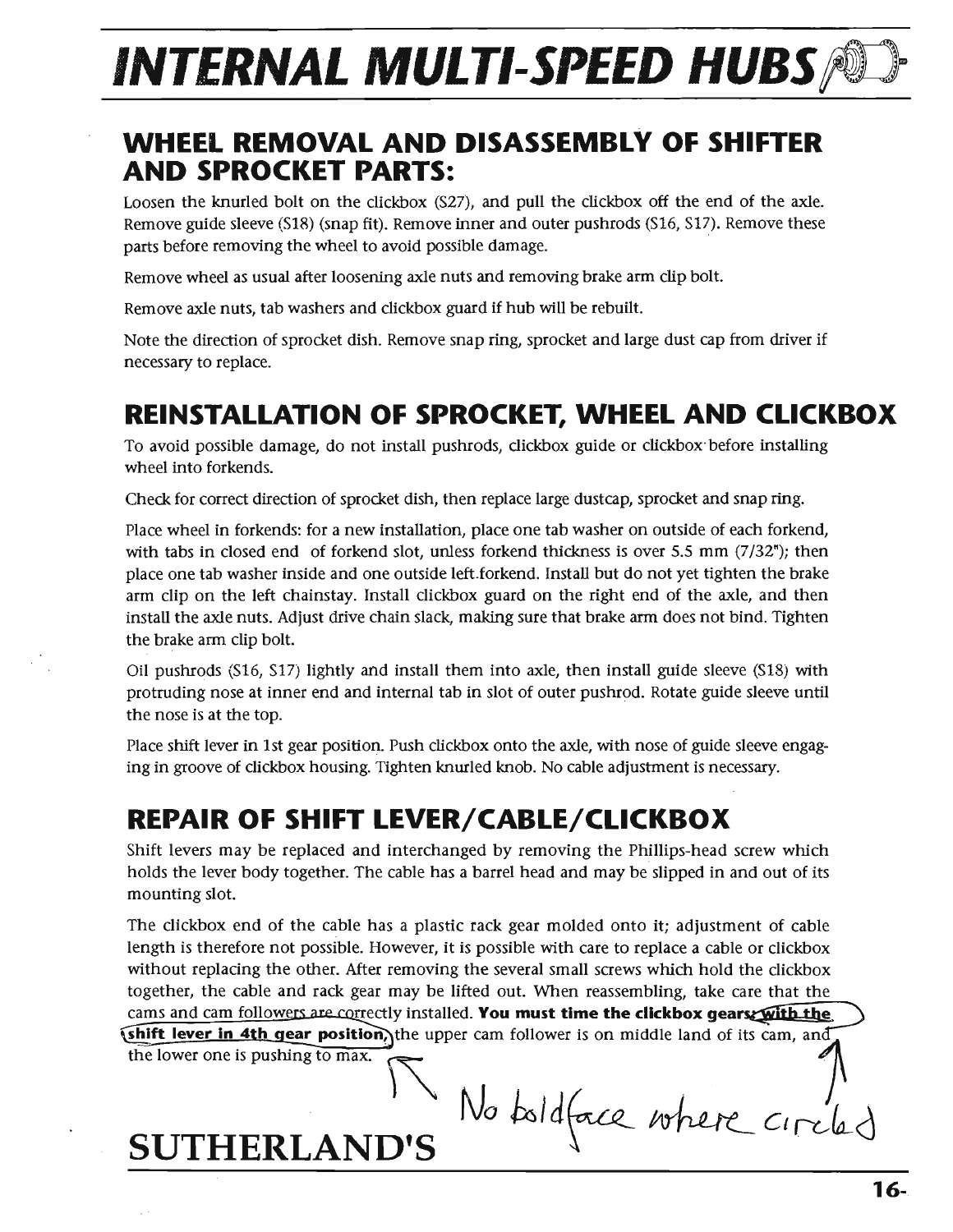# INTERNAL MULTI-SPEED HUBS

## WHEEL REMOVAL AND DISASSEMBLY OF SHIFTER AND SPROCKET PARTS:

Loosen the knurled bolt on the clickbox (S27), and pull the clickbox off the end of the axle. Remove guide sleeve (S18) (snap fit). Remove inner and outer pushrods (S16, S17). Remove these parts before removing the wheel to avoid possible damage.

Remove wheel as usual after loosening axle nuts and removing brake arm clip bolt.

Remove axle nuts, tab washers and clickbox guard if hub will be rebuilt.

Note the direction of sprocket dish. Remove snap ring, sprocket and large dust cap from driver if necessary to replace.

## REINSTALLATION OF SPROCKET, WHEEL AND CLICKBOX

To avoid possible damage, do not install pushrods, clickbox guide or clickbox before installing wheel into forkends.

Check for correct direction of sprocket dish, then replace large dustcap, sprocket and snap ring.

Place wheel in forkends: for a new installation, place one tab washer on outside of each forkend, with tabs in closed end of forkend slot, unless forkend thickness is over 5.5 mm (7/32"); then place one tab washer inside and one outside left forkend. Install but do not yet tighten the brake arm clip on the left chainstay. Install clickbox guard on the right end of the axle, and then install the axle nuts. Adjust drive chain slack, making sure that brake arm does not bind. Tighten the brake arm clip bolt.

Oil pushrods (S16, S17) lightly and install them into axle, then install guide sleeve (S18) with protruding nose at inner end and internal tab in slot of outer pushrod. Rotate guide sleeve until the nose is at the top.

Place shift lever in 1st gear position. Push clickbox onto the axle, with nose of guide sleeve engaging in groove of clickbox housing. Tighten knurled knob. No cable adjustment is necessary.

## REPAIR OF SHIFT LEVER/CABLE/CLICKBOX

Shift levers may be replaced and interchanged by removing the Phillips-head screw which holds the lever body together. The cable has a barrel head and may be slipped in and out of its mounting slot.

The clickbox end of the cable has a plastic rack gear molded onto it; adjustment of cable length is therefore not possible. However, it is possible with care to replace a cable or clickbox without replacing the other. After removing the several small screws which hold the clickbox together, the cable and rack gear may be lifted out. When reassembling, take care that the cams and cam followers are correctly installed. **You must time the clickbox gears; with the shift lever in 4th gear position,** the upper cam follower is on middle land of its cam, and the lower one is pushing to max.

No boldface where circled

SUTHERLAND'S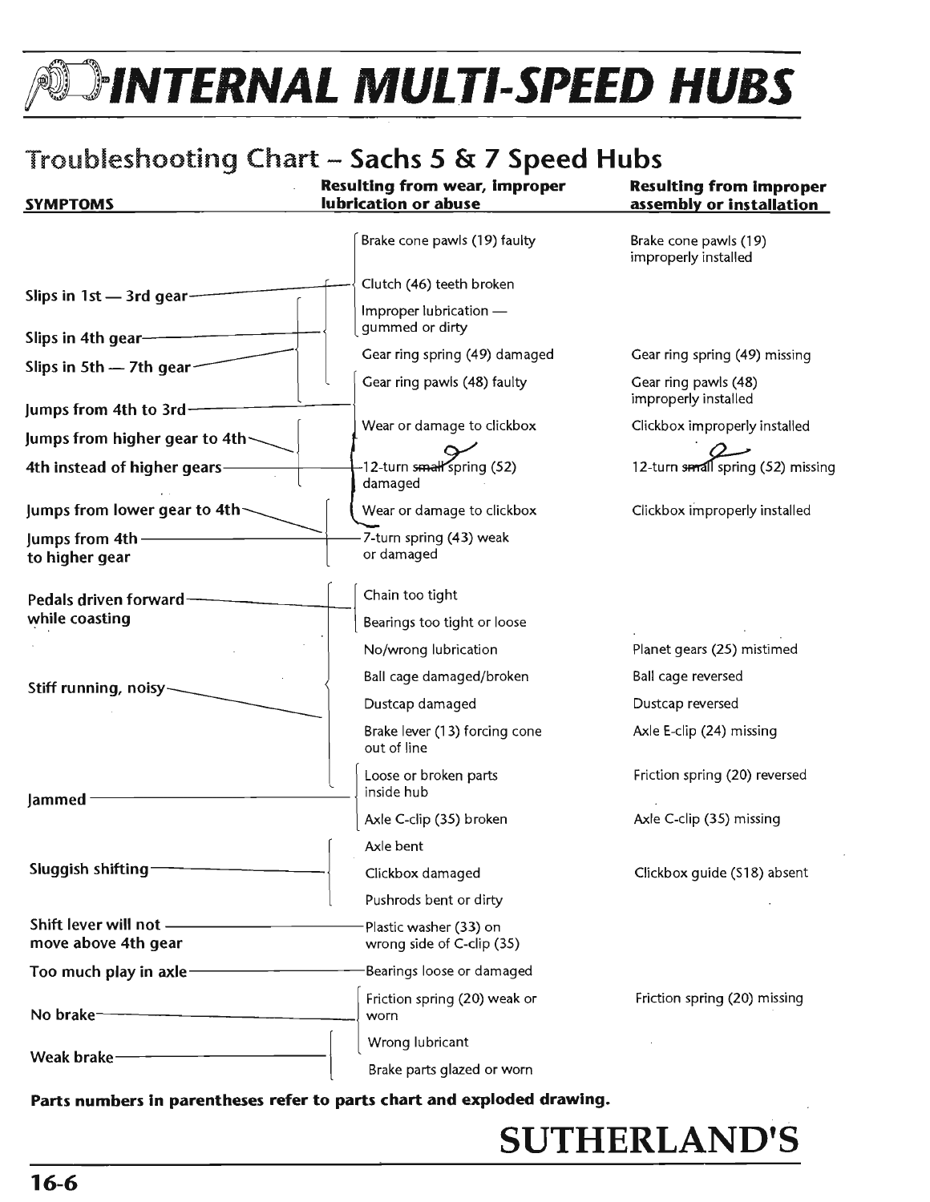## Troubleshooting Chart – Sachs 5 & 7 Speed Hubs

| SYMPTOMS | Resulting from wear, improper lubrication or abuse | Resulting from improper assembly or installation |
|---|---|---|
| | Brake cone pawls (19) faulty | Brake cone pawls (19) improperly installed |
| Slips in 1st — 3rd gear | Clutch (46) teeth broken | |
| Slips in 4th gear | Improper lubrication — gummed or dirty | |
| Slips in 5th — 7th gear | Gear ring spring (49) damaged | Gear ring spring (49) missing |
| | Gear ring pawls (48) faulty | Gear ring pawls (48) improperly installed |
| Jumps from 4th to 3rd | Wear or damage to clickbox | Clickbox improperly installed |
| Jumps from higher gear to 4th | | |
| 4th instead of higher gears | 12-turn ~~small~~ spring (52) damaged | 12-turn ~~small~~ spring (52) missing |
| Jumps from lower gear to 4th | Wear or damage to clickbox | Clickbox improperly installed |
| Jumps from 4th to higher gear | 7-turn spring (43) weak or damaged | |
| Pedals driven forward while coasting | Chain too tight | |
| | Bearings too tight or loose | |
| Stiff running, noisy | No/wrong lubrication | Planet gears (25) mistimed |
| | Ball cage damaged/broken | Ball cage reversed |
| | Dustcap damaged | Dustcap reversed |
| | Brake lever (13) forcing cone out of line | Axle E-clip (24) missing |
| Jammed | Loose or broken parts inside hub | Friction spring (20) reversed |
| | Axle C-clip (35) broken | Axle C-clip (35) missing |
| Sluggish shifting | Axle bent | |
| | Clickbox damaged | Clickbox guide (S18) absent |
| | Pushrods bent or dirty | |
| Shift lever will not move above 4th gear | Plastic washer (33) on wrong side of C-clip (35) | |
| Too much play in axle | Bearings loose or damaged | |
| No brake | Friction spring (20) weak or worn | Friction spring (20) missing |
| Weak brake | Wrong lubricant | |
| | Brake parts glazed or worn | |

**Parts numbers in parentheses refer to parts chart and exploded drawing.**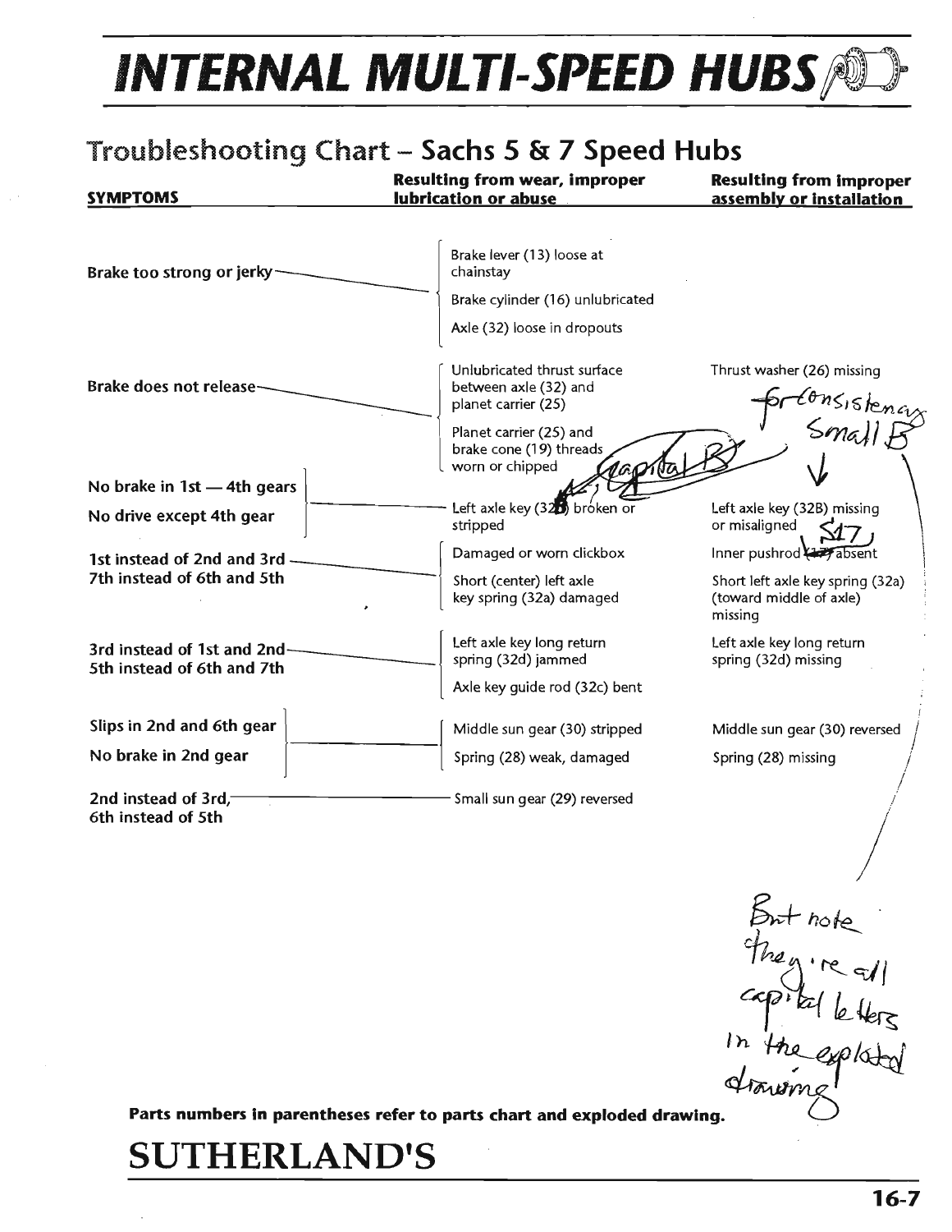# INTERNAL MULTI-SPEED HUBS

## Troubleshooting Chart – Sachs 5 & 7 Speed Hubs

| SYMPTOMS | Resulting from wear, improper lubrication or abuse | Resulting from improper assembly or installation |
|---|---|---|
| Brake too strong or jerky | Brake lever (13) loose at chainstay<br>Brake cylinder (16) unlubricated<br>Axle (32) loose in dropouts | |
| Brake does not release | Unlubricated thrust surface between axle (32) and planet carrier (25)<br>Planet carrier (25) and brake cone (19) threads worn or chipped | Thrust washer (26) missing |
| No brake in 1st — 4th gears<br>No drive except 4th gear | Left axle key (32B) broken or stripped | Left axle key (32B) missing or misaligned<br>Inner pushrod (17) absent |
| 1st instead of 2nd and 3rd<br>7th instead of 6th and 5th | Damaged or worn clickbox<br>Short (center) left axle key spring (32a) damaged | Short left axle key spring (32a) (toward middle of axle) missing |
| 3rd instead of 1st and 2nd<br>5th instead of 6th and 7th | Left axle key long return spring (32d) jammed<br>Axle key guide rod (32c) bent | Left axle key long return spring (32d) missing |
| Slips in 2nd and 6th gear<br>No brake in 2nd gear | Middle sun gear (30) stripped<br>Spring (28) weak, damaged | Middle sun gear (30) reversed<br>Spring (28) missing |
| 2nd instead of 3rd,<br>6th instead of 5th | Small sun gear (29) reversed | |

*Handwritten notes: "Capital B" (pointing to 32B in "Left axle key (32B) broken or stripped"); "for consistency Small B" (pointing to 32B in "Left axle key (32B) missing"); "S17" (correcting inner pushrod number); "But note they're all capital letters in the exploded drawing!"*

**Parts numbers in parentheses refer to parts chart and exploded drawing.**

# SUTHERLAND'S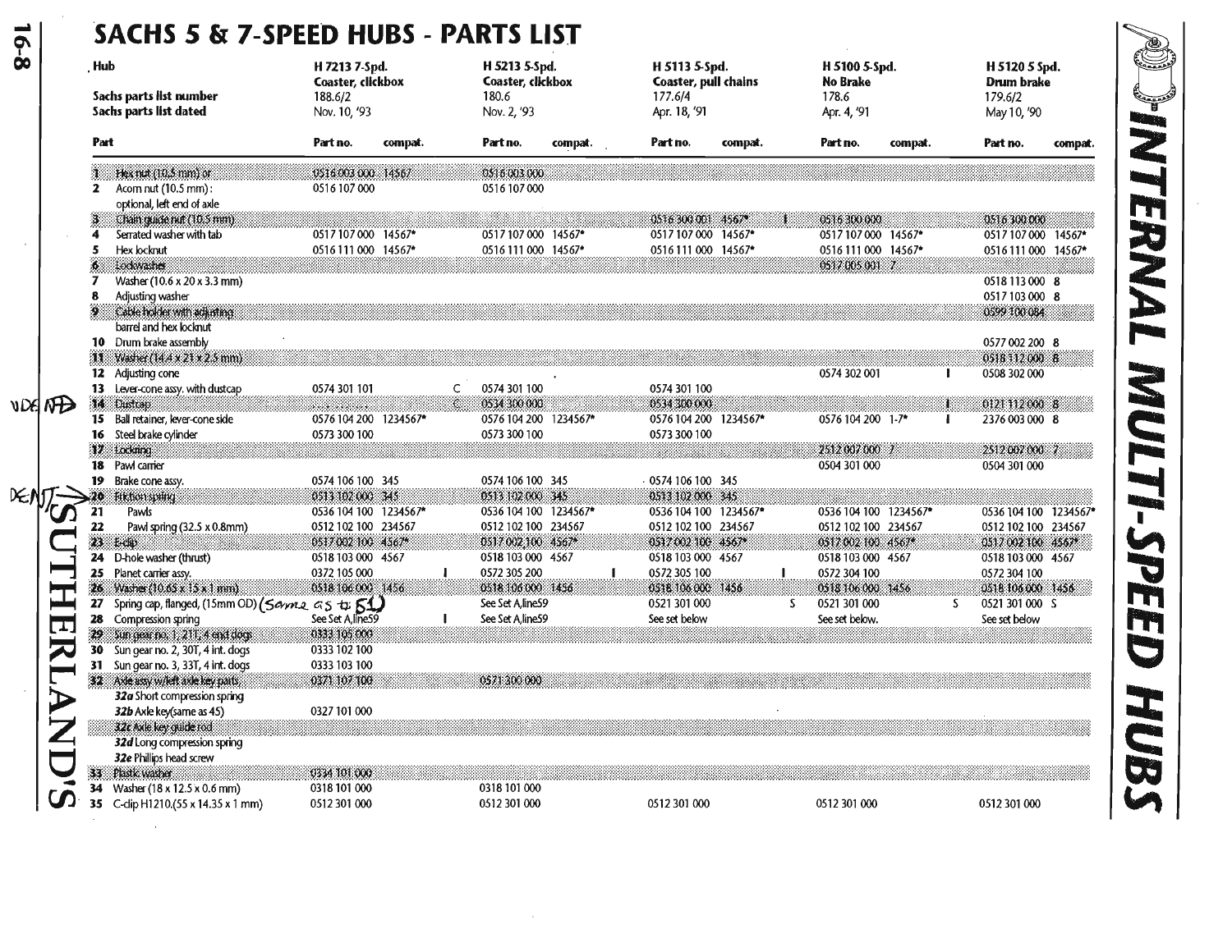# SACHS 5 & 7-SPEED HUBS - PARTS LIST

| Hub | H 7213 7-Spd. Coaster, clickbox | | | H 5213 5-Spd. Coaster, clickbox | | | H 5113 5-Spd. Coaster, pull chains | | | H 5100 5-Spd. No Brake | | | H 5120 5 Spd. Drum brake | |
|---|---|---|---|---|---|---|---|---|---|---|---|---|---|---|
| Sachs parts list number | 188.6/2 | | | 180.6 | | | 177.6/4 | | | 178.6 | | | 179.6/2 | |
| Sachs parts list dated | Nov. 10, '93 | | | Nov. 2, '93 | | | Apr. 18, '91 | | | Apr. 4, '91 | | | May 10, '90 | |
| Part | Part no. | compat. | | Part no. | compat. | | Part no. | compat. | | Part no. | compat. | | Part no. | compat. |
| **1** Hex nut (10.5 mm) or | 0516 003 000 | 14567 | | 0516 003 000 | | | | | | | | | | |
| **2** Acorn nut (10.5 mm): optional, left end of axle | 0516 107 000 | | | 0516 107 000 | | | | | | | | | | |
| **3** Chain guide nut (10.5 mm) | | | | | | | 0516 300 001 | 4567* | I | 0516 300 000 | | | 0516 300 000 | |
| **4** Serrated washer with tab | 0517 107 000 | 14567* | | 0517 107 000 | 14567* | | 0517 107 000 | 14567* | | 0517 107 000 | 14567* | | 0517 107 000 | 14567* |
| **5** Hex locknut | 0516 111 000 | 14567* | | 0516 111 000 | 14567* | | 0516 111 000 | 14567* | | 0516 111 000 | 14567* | | 0516 111 000 | 14567* |
| **6** Lockwasher | | | | | | | | | | 0517 005 001 | 7 | | | |
| **7** Washer (10.6 x 20 x 3.3 mm) | | | | | | | | | | | | | 0518 113 000 | 8 |
| **8** Adjusting washer | | | | | | | | | | | | | 0517 103 000 | 8 |
| **9** Cable holder with adjusting barrel and hex locknut | | | | | | | | | | | | | 0599 100 084 | |
| **10** Drum brake assembly | | | | | | | | | | | | | 0577 002 200 | 8 |
| **11** Washer (14.4 x 21 x 2.5 mm) | | | | | | | | | | | | | 0518 112 000 | 8 |
| **12** Adjusting cone | | | | | | | | | | 0574 302 001 | | I | 0508 302 000 | |
| **13** Lever-cone assy. with dustcap | 0574 301 101 | | C | 0574 301 100 | | | 0574 301 100 | | | | | | | |
| **14** Dustcap | . . . . . . . . | | C | 0534 300 000 | | | 0534 300 000 | | | | | I | 0121 112 000 | 8 |
| **15** Ball retainer, lever-cone side | 0576 104 200 | 1234567* | | 0576 104 200 | 1234567* | | 0576 104 200 | 1234567* | | 0576 104 200 | 1-7* | I | 2376 003 000 | 8 |
| **16** Steel brake cylinder | 0573 300 100 | | | 0573 300 100 | | | 0573 300 100 | | | | | | | |
| **17** Locking | | | | | | | | | | 2512 007 000 | 7 | | 2512 007 000 | 7 |
| **18** Pawl carrier | | | | | | | | | | 0504 301 000 | | | 0504 301 000 | |
| **19** Brake cone assy. | 0574 106 100 | 345 | | 0574 106 100 | 345 | | 0574 106 100 | 345 | | | | | | |
| **20** Friction spring | 0513 102 000 | 345 | | 0513 102 000 | 345 | | 0513 102 000 | 345 | | | | | | |
| **21** Pawls | 0536 104 100 | 1234567* | | 0536 104 100 | 1234567* | | 0536 104 100 | 1234567* | | 0536 104 100 | 1234567* | | 0536 104 100 | 1234567* |
| **22** Pawl spring (32.5 x 0.8mm) | 0512 102 100 | 234567 | | 0512 102 100 | 234567 | | 0512 102 100 | 234567 | | 0512 102 100 | 234567 | | 0512 102 100 | 234567 |
| **23** E-clip | 0517 002 100 | 4567* | | 0517 002 100 | 4567* | | 0517 002 100 | 4567* | | 0517 002 100 | 4567* | | 0517 002 100 | 4567* |
| **24** D-hole washer (thrust) | 0518 103 000 | 4567 | | 0518 103 000 | 4567 | | 0518 103 000 | 4567 | | 0518 103 000 | 4567 | | 0518 103 000 | 4567 |
| **25** Planet carrier assy. | 0372 105 000 | | I | 0572 305 200 | | I | 0572 305 100 | | I | 0572 304 100 | | | 0572 304 100 | |
| **26** Washer (10.65 x 15 x 1 mm) | 0518 106 000 | 1456 | | 0518 106 000 | 1456 | | 0518 106 000 | 1456 | | 0518 106 000 | 1456 | | 0518 106 000 | 1456 |
| **27** Spring cap, flanged, (15mm OD) (Same as 51) | See Set A, line59 | | | See Set A, line59 | | | 0521 301 000 | | S | 0521 301 000 | | S | 0521 301 000 | S |
| **28** Compression spring | See Set A, line59 | | I | See Set A, line59 | | | See set below | | | See set below. | | | See set below | |
| **29** Sun gear no. 1, 21T, 4 end dogs | 0333 105 000 | | | | | | | | | | | | | |
| **30** Sun gear no. 2, 30T, 4 int. dogs | 0333 102 100 | | | | | | | | | | | | | |
| **31** Sun gear no. 3, 33T, 4 int. dogs | 0333 103 100 | | | | | | | | | | | | | |
| **32** Axle assy w/left axle key parts, | 0371 107 100 | | | 0571 300 000 | | | | | | | | | | |
| ***32a*** Short compression spring | | | | | | | | | | | | | | |
| ***32b*** Axle key(same as 45) | 0327 101 000 | | | | | | | | | | | | | |
| ***32c*** Axle key guide rod | | | | | | | | | | | | | | |
| ***32d*** Long compression spring | | | | | | | | | | | | | | |
| ***32e*** Phillips head screw | | | | | | | | | | | | | | |
| **33** Plastic washer | 0334 101 000 | | | | | | | | | | | | | |
| **34** Washer (18 x 12.5 x 0.6 mm) | 0318 101 000 | | | 0318 101 000 | | | | | | | | | | |
| **35** C-clip H1210.(55 x 14.35 x 1 mm) | 0512 301 000 | | | 0512 301 000 | | | 0512 301 000 | | | 0512 301 000 | | | 0512 301 000 | |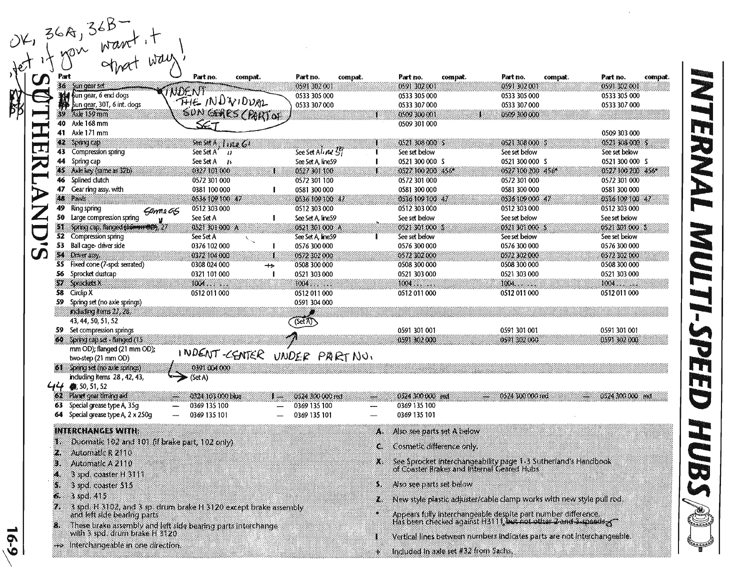| Part | Part no. | compat. | Part no. | compat. | Part no. | compat. | Part no. | compat. | Part no. | compat. |
|---|---|---|---|---|---|---|---|---|---|---|
| 36 Sun gear set | | | 0591 302 001 | | 0591 302 001 | | 0591 302 001 | | 0591 302 001 | |
| 36A Sun gear, 6 end dogs | | | 0533 305 000 | | 0533 305 000 | | 0533 305 000 | | 0533 305 000 | |
| 36B Sun gear, 30T, 6 int. dogs | | | 0533 307 000 | | 0533 307 000 | | 0533 307 000 | | 0533 307 000 | |
| 39 Axle 159 mm | | | | I | 0509 300 001 | I | 0509 300 000 | | | |
| 40 Axle 168 mm | | | | | 0509 301 000 | | | | | |
| 41 Axle 171 mm | | | | | | | | | 0509 303 000 | |
| 42 Spring cap | See Set A | | | I | 0521 308 000 S | | 0521 308 000 S | | 0521 308 000 S | |
| 43 Compression spring | See Set A | | See Set A | I | See set below | | See set below | | See set below | |
| 44 Spring cap | See Set A | | See Set A, line59 | I | 0521 300 000 S | | 0521 300 000 S | | 0521 300 000 S | |
| 45 Axle key (same as 32b) | 0327 101 000 | I | 0527 301 100 | I | 0527 100 200 456* | | 0527 100 200 456* | | 0527 100 200 456* | |
| 46 Splined clutch | 0572 301 000 | | 0572 301 100 | | 0572 301 000 | | 0572 301 000 | | 0572 301 000 | |
| 47 Gear ring assy. with | 0381 100 000 | I | 0581 300 000 | | 0581 300 000 | | 0581 300 000 | | 0581 300 000 | |
| 48 Pawls | 0536 109 100 47 | | 0536 109 100 47 | | 0536 109 100 47 | | 0536 109 000 47 | | 0536 109 100 47 | |
| 49 Ring spring | 0512 303 000 | | 0512 303 000 | | 0512 303 000 | | 0512 303 000 | | 0512 303 000 | |
| 50 Large compression spring | See Set A | I | See Set A, line59 | | See set below | | See set below | | See set below | |
| 51 Spring cap, flanged ~~(15 mm OD)~~, 27 | 0521 301 000 A | | 0521 301 000 A | | 0521 301 000 S | | 0521 301 000 S | | 0521 301 000 S | |
| 52 Compression spring | See Set A | | See Set A, line59 | I | See set below | | See set below | | See set below | |
| 53 Ball cage- driver side | 0376 102 000 | I | 0576 300 000 | | 0576 300 000 | | 0576 300 000 | | 0576 300 000 | |
| 54 Driver assy. | 0372 104 000 | I | 0572 302 000 | | 0572 302 000 | | 0572 302 000 | | 0572 302 000 | |
| 55 Fixed cone (7-spd: serrated) | 0308 024 000 | → | 0508 300 000 | | 0508 300 000 | | 0508 300 000 | | 0508 300 000 | |
| 56 Sprocket dustcap | 0321 101 000 | I | 0521 303 000 | | 0521 303 000 | | 0521 303 000 | | 0521 303 000 | |
| 57 Sprockets X | 1004....... | | 1004....... | | 1004....... | | 1004....... | | 1004....... | |
| 58 Circlip X | 0512 011 000 | | 0512 011 000 | | 0512 011 000 | | 0512 011 000 | | 0512 011 000 | |
| 59 Spring set (no axle springs) including items 27, 28, 43, 44, 50, 51, 52 | | | 0591 304 000 (Set A) | | | | | | | |
| 59 Set compression springs | | | | | 0591 301 001 | | 0591 301 001 | | 0591 301 001 | |
| 60 Spring cap set - flanged (15 mm OD); flanged (21 mm OD); two-step (21 mm OD) | | | | | 0591 302 000 | | 0591 302 000 | | 0591 302 000 | |
| 61 Spring set (no axle springs) including items 28, 42, 43, 44, 50, 51, 52 | 0391 004 000 (Set A) | | | | | | | | | |
| 62 Planet gear timing aid | — 0324 103 000 blue | I — | 0524 300 000 red | — | 0524 300 000 red | — | 0524 300 000 red | — | 0524 300 000 red | |
| 63 Special grease type A, 35g | — 0369 135 100 | — | 0369 135 100 | — | 0369 135 100 | | | | | |
| 64 Special grease type A, 2 x 250g | — 0369 135 101 | — | 0369 135 101 | — | 0369 135 101 | | | | | |

**INTERCHANGES WITH:**

1. Duomatic 102 and 101 (if brake part, 102 only)
2. Automatic R 2110
3. Automatic A 2110
4. 3 spd. coaster H 3111
5. 3 spd. coaster 515
6. 3 spd. 415
7. 3 spd. H 3102, and 3 sp. drum brake H 3120 except brake assembly and left side bearing parts
8. These brake assembly and left side bearing parts interchange with 3 spd. drum brake H 3120

→ Interchangeable in one direction.

- **A.** Also see parts set A below
- **C.** Cosmetic difference only.
- **X.** See Sprocket interchangeability page 1-3 Sutherland's Handbook of Coaster Brakes and Internal Geared Hubs
- **S.** Also see parts set below
- **Z.** New style plastic adjuster/cable clamp works with new style pull rod.
- **\*** Appears fully interchangeable despite part number difference. Has been checked against H3111~~, but not other 2 and 3 speeds~~.
- **I** Vertical lines between numbers indicates parts are not interchangeable.
- **+** Included in axle set #32 from Sachs.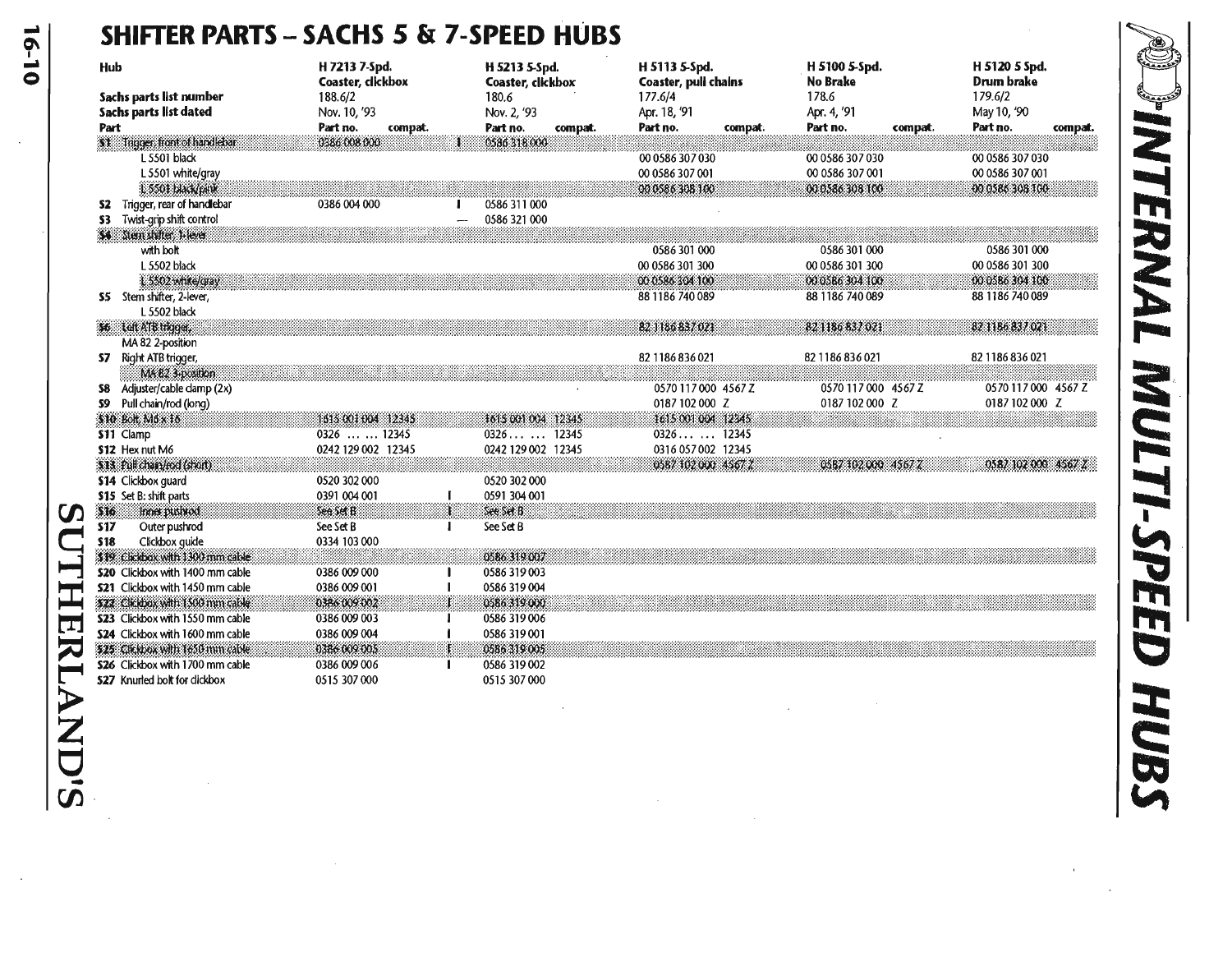# SHIFTER PARTS – SACHS 5 & 7-SPEED HUBS

| Hub | H 7213 7-Spd. Coaster, clickbox | | H 5213 5-Spd. Coaster, clickbox | | H 5113 5-Spd. Coaster, pull chains | | H 5100 5-Spd. No Brake | | H 5120 5 Spd. Drum brake | |
|---|---|---|---|---|---|---|---|---|---|---|
| Sachs parts list number | 188.6/2 | | 180.6 | | 177.6/4 | | 178.6 | | 179.6/2 | |
| Sachs parts list dated | Nov. 10, '93 | | Nov. 2, '93 | | Apr. 18, '91 | | Apr. 4, '91 | | May 10, '90 | |
| Part | Part no. | compat. | Part no. | compat. | Part no. | compat. | Part no. | compat. | Part no. | compat. |
| S1 Trigger, front of handlebar | 0386 008 000 | I | 0586 318 000 | | | | | | | |
| L 5501 black | | | | | 00 0586 307 030 | | 00 0586 307 030 | | 00 0586 307 030 | |
| L 5501 white/gray | | | | | 00 0586 307 001 | | 00 0586 307 001 | | 00 0586 307 001 | |
| L 5501 black/pink | | | | | 00 0586 308 100 | | 00 0586 308 100 | | 00 0586 308 100 | |
| S2 Trigger, rear of handlebar | 0386 004 000 | I | 0586 311 000 | | | | | | | |
| S3 Twist-grip shift control | | — | 0586 321 000 | | | | | | | |
| S4 Stem shifter, 1-lever | | | | | | | | | | |
| with bolt | | | | | 0586 301 000 | | 0586 301 000 | | 0586 301 000 | |
| L 5502 black | | | | | 00 0586 301 300 | | 00 0586 301 300 | | 00 0586 301 300 | |
| L 5502 white/gray | | | | | 00 0586 304 100 | | 00 0586 304 100 | | 00 0586 304 100 | |
| S5 Stem shifter, 2-lever, L 5502 black | | | | | 88 1186 740 089 | | 88 1186 740 089 | | 88 1186 740 089 | |
| S6 Left ATB trigger, MA 82 2-position | | | | | 82 1186 837 021 | | 82 1186 837 021 | | 82 1186 837 021 | |
| S7 Right ATB trigger, MA 82 3-position | | | | | 82 1186 836 021 | | 82 1186 836 021 | | 82 1186 836 021 | |
| S8 Adjuster/cable clamp (2x) | | | | | 0570 117 000 | 4567 Z | 0570 117 000 | 4567 Z | 0570 117 000 | 4567 Z |
| S9 Pull chain/rod (long) | | | | | 0187 102 000 | Z | 0187 102 000 | Z | 0187 102 000 | Z |
| S10 Bolt, M4 x 16 | 1615 001 004 | 12345 | 1615 001 004 | 12345 | 1615 001 004 | 12345 | | | | |
| S11 Clamp | 0326 … … | 12345 | 0326… … | 12345 | 0326… … | 12345 | | | | |
| S12 Hex nut M6 | 0242 129 002 | 12345 | 0242 129 002 | 12345 | 0316 057 002 | 12345 | | | | |
| S13 Pull chain/rod (short) | | | | | 0587 102 000 | 4567 Z | 0587 102 000 | 4567 Z | 0587 102 000 | 4567 Z |
| S14 Clickbox guard | 0520 302 000 | | 0520 302 000 | | | | | | | |
| S15 Set B: shift parts | 0391 004 001 | I | 0591 304 001 | | | | | | | |
| S16 Inner pushrod | See Set B | I | See Set B | | | | | | | |
| S17 Outer pushrod | See Set B | I | See Set B | | | | | | | |
| S18 Clickbox guide | 0334 103 000 | | | | | | | | | |
| S19 Clickbox with 1300 mm cable | | | 0586 319 007 | | | | | | | |
| S20 Clickbox with 1400 mm cable | 0386 009 000 | I | 0586 319 003 | | | | | | | |
| S21 Clickbox with 1450 mm cable | 0386 009 001 | I | 0586 319 004 | | | | | | | |
| S22 Clickbox with 1500 mm cable | 0386 009 002 | I | 0586 319 000 | | | | | | | |
| S23 Clickbox with 1550 mm cable | 0386 009 003 | I | 0586 319 006 | | | | | | | |
| S24 Clickbox with 1600 mm cable | 0386 009 004 | I | 0586 319 001 | | | | | | | |
| S25 Clickbox with 1650 mm cable | 0386 009 005 | I | 0586 319 005 | | | | | | | |
| S26 Clickbox with 1700 mm cable | 0386 009 006 | I | 0586 319 002 | | | | | | | |
| S27 Knurled bolt for clickbox | 0515 307 000 | | 0515 307 000 | | | | | | | |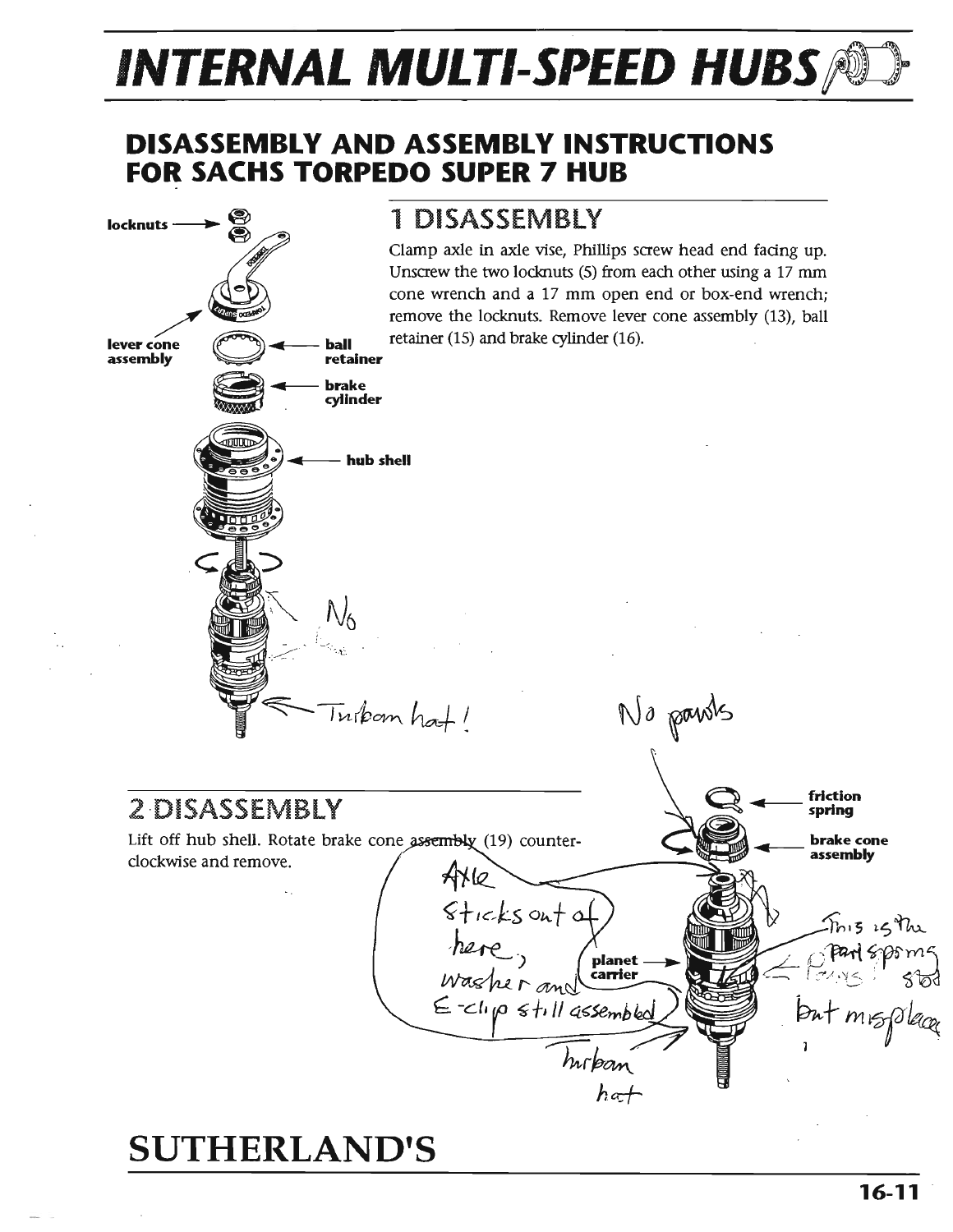# INTERNAL MULTI-SPEED HUBS

## DISASSEMBLY AND ASSEMBLY INSTRUCTIONS FOR SACHS TORPEDO SUPER 7 HUB

locknuts

lever cone assembly

ball retainer

brake cylinder

hub shell

No

Turban hat!

### 1 DISASSEMBLY

Clamp axle in axle vise, Phillips screw head end facing up. Unscrew the two locknuts (5) from each other using a 17 mm cone wrench and a 17 mm open end or box-end wrench; remove the locknuts. Remove lever cone assembly (13), ball retainer (15) and brake cylinder (16).

No pawls

### 2 DISASSEMBLY

Lift off hub shell. Rotate brake cone ~~assembly~~ (19) counter-clockwise and remove.

friction spring

brake cone assembly

planet carrier

Axle sticks out of here, washer and E-clip still assembled

Turban hat

This is the pawl springs pawls stod but misplaced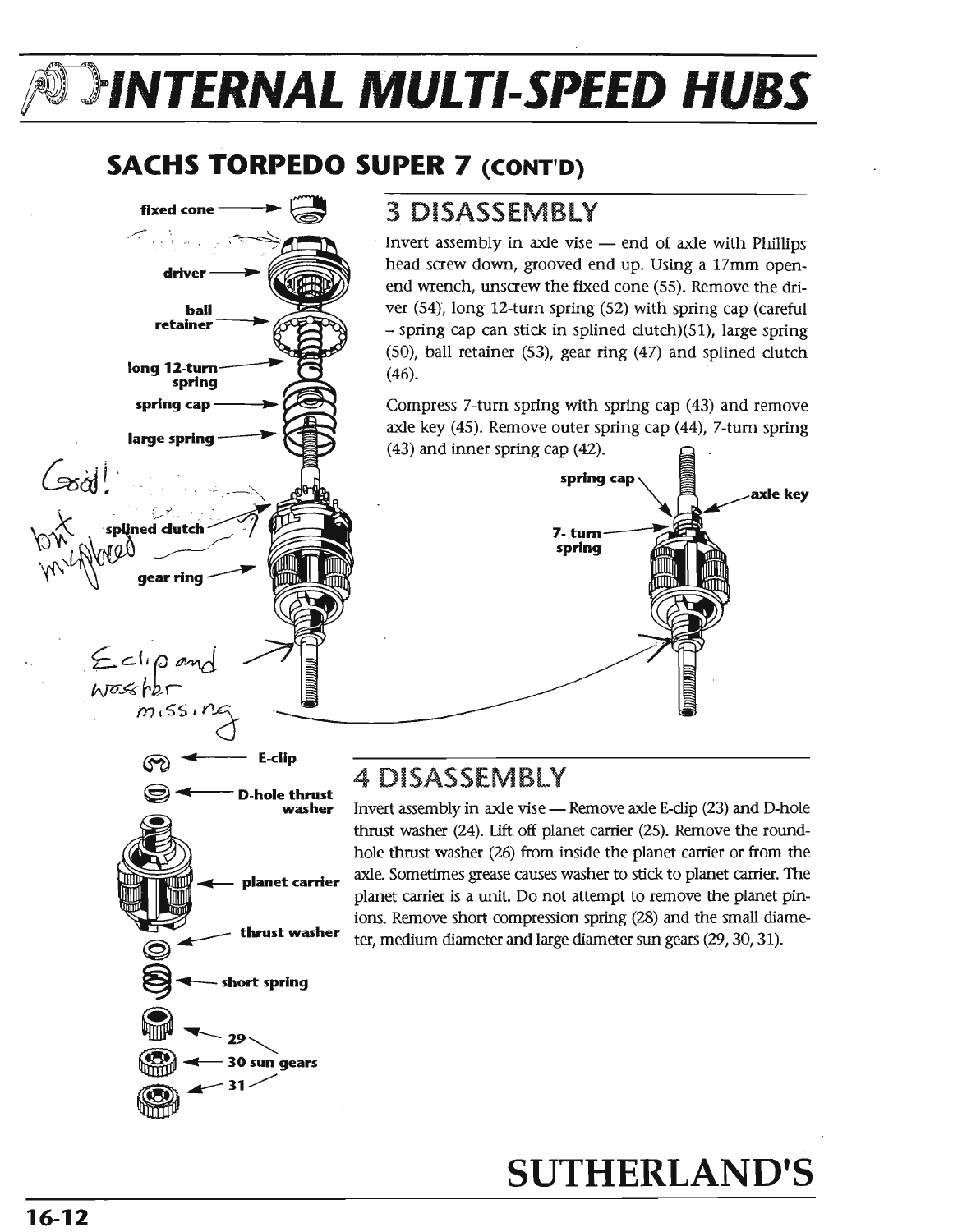# INTERNAL MULTI-SPEED HUBS

## SACHS TORPEDO SUPER 7 (CONT'D)

fixed cone

driver

ball retainer

long 12-turn spring

spring cap

large spring

Good! but misplaced

splined clutch

gear ring

E-clip and washer missing

### 3 DISASSEMBLY

Invert assembly in axle vise — end of axle with Phillips head screw down, grooved end up. Using a 17mm open-end wrench, unscrew the fixed cone (55). Remove the driver (54), long 12-turn spring (52) with spring cap (careful – spring cap can stick in splined clutch)(51), large spring (50), ball retainer (53), gear ring (47) and splined clutch (46).

Compress 7-turn spring with spring cap (43) and remove axle key (45). Remove outer spring cap (44), 7-turn spring (43) and inner spring cap (42).

spring cap

axle key

7- turn spring

E-clip

D-hole thrust washer

planet carrier

thrust washer

short spring

29

30 sun gears

31

### 4 DISASSEMBLY

Invert assembly in axle vise — Remove axle E-clip (23) and D-hole thrust washer (24). Lift off planet carrier (25). Remove the round-hole thrust washer (26) from inside the planet carrier or from the axle. Sometimes grease causes washer to stick to planet carrier. The planet carrier is a unit. Do not attempt to remove the planet pinions. Remove short compression spring (28) and the small diameter, medium diameter and large diameter sun gears (29, 30, 31).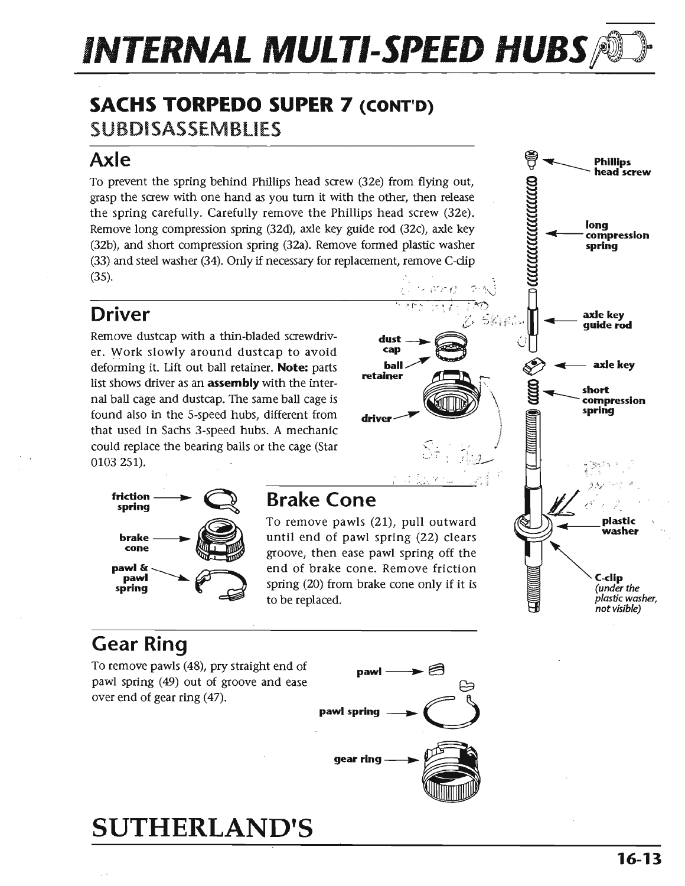# INTERNAL MULTI-SPEED HUBS

## SACHS TORPEDO SUPER 7 (CONT'D)

## SUBDISASSEMBLIES

### Axle

To prevent the spring behind Phillips head screw (32e) from flying out, grasp the screw with one hand as you turn it with the other, then release the spring carefully. Carefully remove the Phillips head screw (32e). Remove long compression spring (32d), axle key guide rod (32c), axle key (32b), and short compression spring (32a). Remove formed plastic washer (33) and steel washer (34). Only if necessary for replacement, remove C-clip (35).

Phillips head screw

long compression spring

axle key guide rod

axle key

short compression spring

plastic washer

C-clip
*(under the plastic washer, not visible)*

### Driver

Remove dustcap with a thin-bladed screwdriver. Work slowly around dustcap to avoid deforming it. Lift out ball retainer. **Note:** parts list shows driver as an **assembly** with the internal ball cage and dustcap. The same ball cage is found also in the 5-speed hubs, different from that used in Sachs 3-speed hubs. A mechanic could replace the bearing balls or the cage (Star 0103 251).

dust cap

ball retainer

driver

### Brake Cone

To remove pawls (21), pull outward until end of pawl spring (22) clears groove, then ease pawl spring off the end of brake cone. Remove friction spring (20) from brake cone only if it is to be replaced.

friction spring

brake cone

pawl & pawl spring

### Gear Ring

To remove pawls (48), pry straight end of pawl spring (49) out of groove and ease over end of gear ring (47).

pawl

pawl spring

gear ring

# SUTHERLAND'S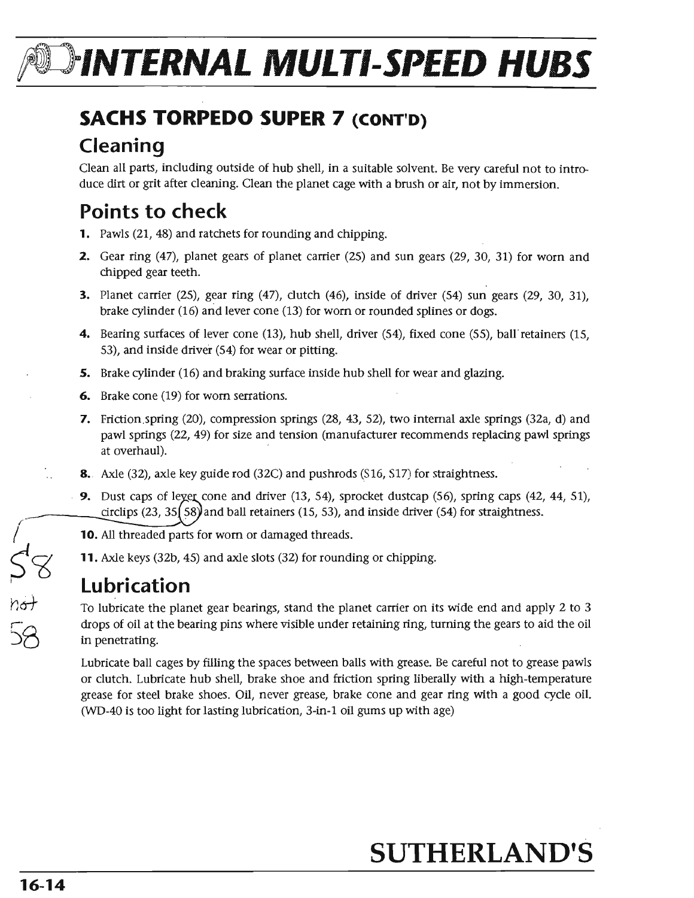# INTERNAL MULTI-SPEED HUBS

## SACHS TORPEDO SUPER 7 (CONT'D)

### Cleaning

Clean all parts, including outside of hub shell, in a suitable solvent. Be very careful not to introduce dirt or grit after cleaning. Clean the planet cage with a brush or air, not by immersion.

### Points to check

1. Pawls (21, 48) and ratchets for rounding and chipping.
2. Gear ring (47), planet gears of planet carrier (25) and sun gears (29, 30, 31) for worn and chipped gear teeth.
3. Planet carrier (25), gear ring (47), clutch (46), inside of driver (54) sun gears (29, 30, 31), brake cylinder (16) and lever cone (13) for worn or rounded splines or dogs.
4. Bearing surfaces of lever cone (13), hub shell, driver (54), fixed cone (55), ball retainers (15, 53), and inside driver (54) for wear or pitting.
5. Brake cylinder (16) and braking surface inside hub shell for wear and glazing.
6. Brake cone (19) for worn serrations.
7. Friction spring (20), compression springs (28, 43, 52), two internal axle springs (32a, d) and pawl springs (22, 49) for size and tension (manufacturer recommends replacing pawl springs at overhaul).
8. Axle (32), axle key guide rod (32C) and pushrods (S16, S17) for straightness.
9. Dust caps of lever cone and driver (13, 54), sprocket dustcap (56), spring caps (42, 44, 51), circlips (23, 35, 58) and ball retainers (15, 53), and inside driver (54) for straightness.
10. All threaded parts for worn or damaged threads.
11. Axle keys (32b, 45) and axle slots (32) for rounding or chipping.

S8 not 58

### Lubrication

To lubricate the planet gear bearings, stand the planet carrier on its wide end and apply 2 to 3 drops of oil at the bearing pins where visible under retaining ring, turning the gears to aid the oil in penetrating.

Lubricate ball cages by filling the spaces between balls with grease. Be careful not to grease pawls or clutch. Lubricate hub shell, brake shoe and friction spring liberally with a high-temperature grease for steel brake shoes. Oil, never grease, brake cone and gear ring with a good cycle oil. (WD-40 is too light for lasting lubrication, 3-in-1 oil gums up with age)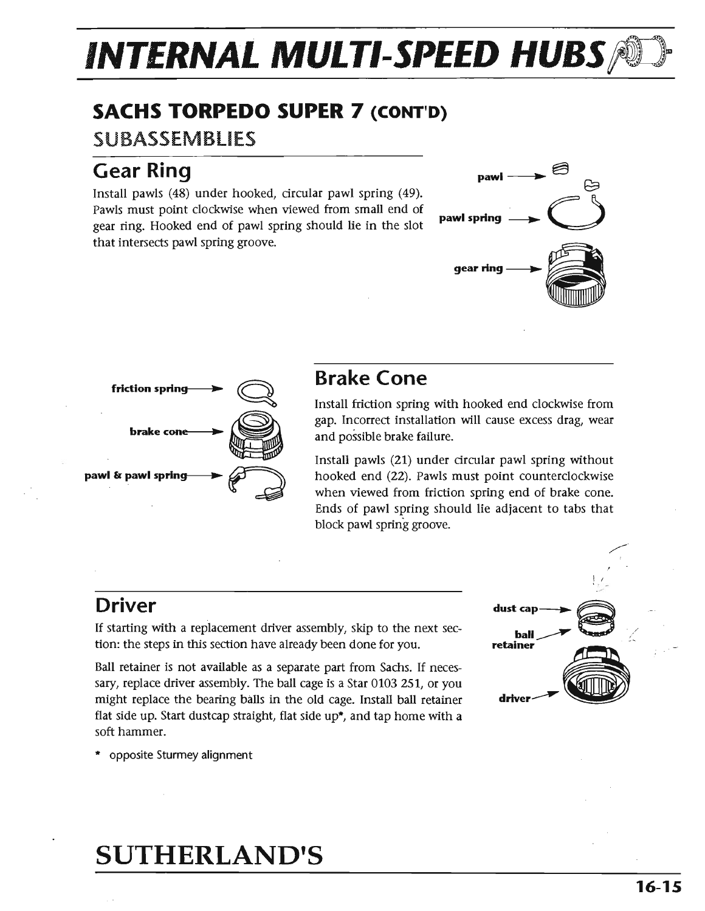# INTERNAL MULTI-SPEED HUBS

## SACHS TORPEDO SUPER 7 (CONT'D)

### SUBASSEMBLIES

### Gear Ring

Install pawls (48) under hooked, circular pawl spring (49). Pawls must point clockwise when viewed from small end of gear ring. Hooked end of pawl spring should lie in the slot that intersects pawl spring groove.

pawl

pawl spring

gear ring

friction spring

brake cone

pawl & pawl spring

### Brake Cone

Install friction spring with hooked end clockwise from gap. Incorrect installation will cause excess drag, wear and possible brake failure.

Install pawls (21) under circular pawl spring without hooked end (22). Pawls must point counterclockwise when viewed from friction spring end of brake cone. Ends of pawl spring should lie adjacent to tabs that block pawl spring groove.

### Driver

If starting with a replacement driver assembly, skip to the next section: the steps in this section have already been done for you.

Ball retainer is not available as a separate part from Sachs. If necessary, replace driver assembly. The ball cage is a Star 0103 251, or you might replace the bearing balls in the old cage. Install ball retainer flat side up. Start dustcap straight, flat side up*, and tap home with a soft hammer.

\* opposite Sturmey alignment

dust cap

ball retainer

driver

SUTHERLAND'S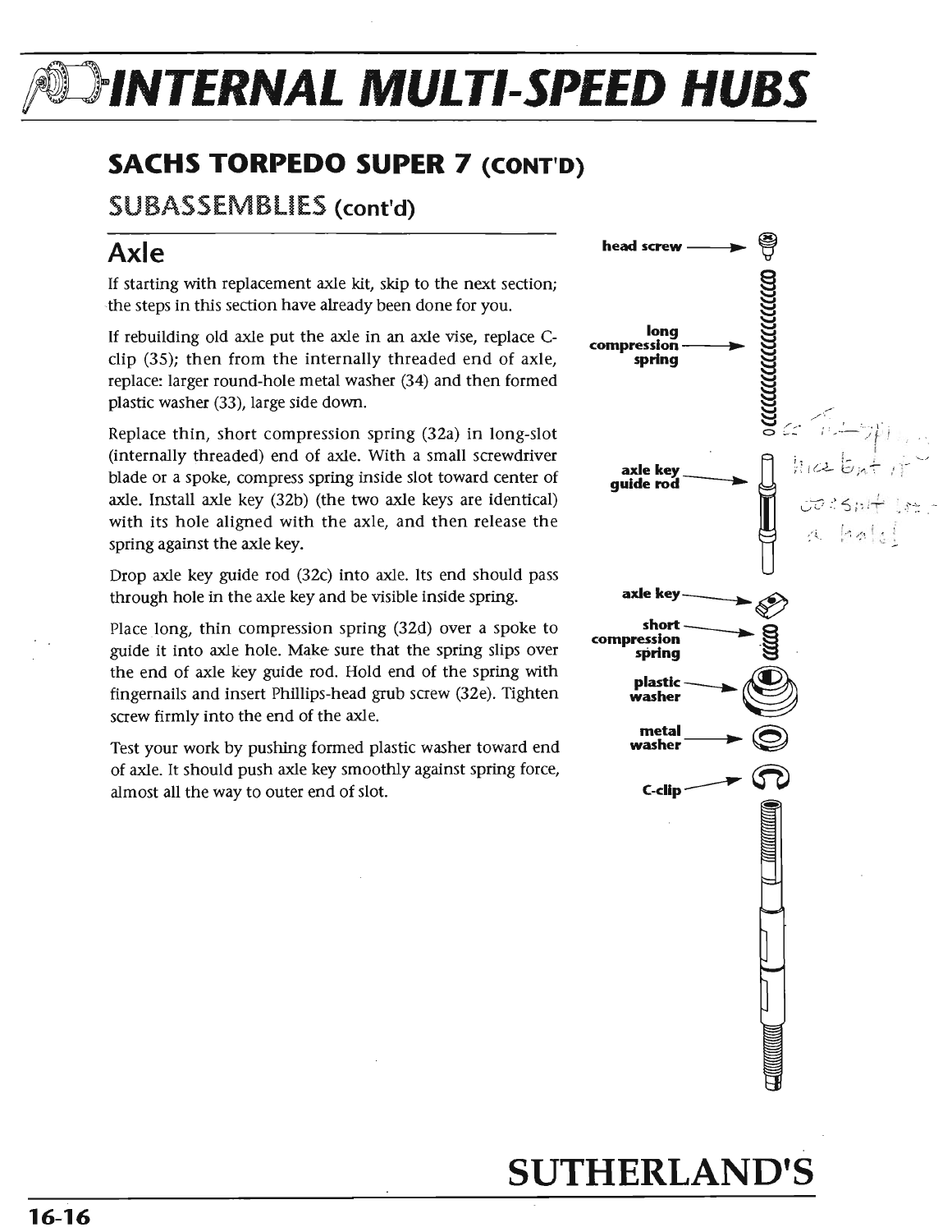# INTERNAL MULTI-SPEED HUBS

## SACHS TORPEDO SUPER 7 (CONT'D)

### SUBASSEMBLIES (cont'd)

### Axle

If starting with replacement axle kit, skip to the next section; the steps in this section have already been done for you.

If rebuilding old axle put the axle in an axle vise, replace C-clip (35); then from the internally threaded end of axle, replace: larger round-hole metal washer (34) and then formed plastic washer (33), large side down.

Replace thin, short compression spring (32a) in long-slot (internally threaded) end of axle. With a small screwdriver blade or a spoke, compress spring inside slot toward center of axle. Install axle key (32b) (the two axle keys are identical) with its hole aligned with the axle, and then release the spring against the axle key.

Drop axle key guide rod (32c) into axle. Its end should pass through hole in the axle key and be visible inside spring.

Place long, thin compression spring (32d) over a spoke to guide it into axle hole. Make sure that the spring slips over the end of axle key guide rod. Hold end of the spring with fingernails and insert Phillips-head grub screw (32e). Tighten screw firmly into the end of the axle.

Test your work by pushing formed plastic washer toward end of axle. It should push axle key smoothly against spring force, almost all the way to outer end of slot.

head screw

long compression spring

axle key guide rod

axle key

short compression spring

plastic washer

metal washer

C-clip

SUTHERLAND'S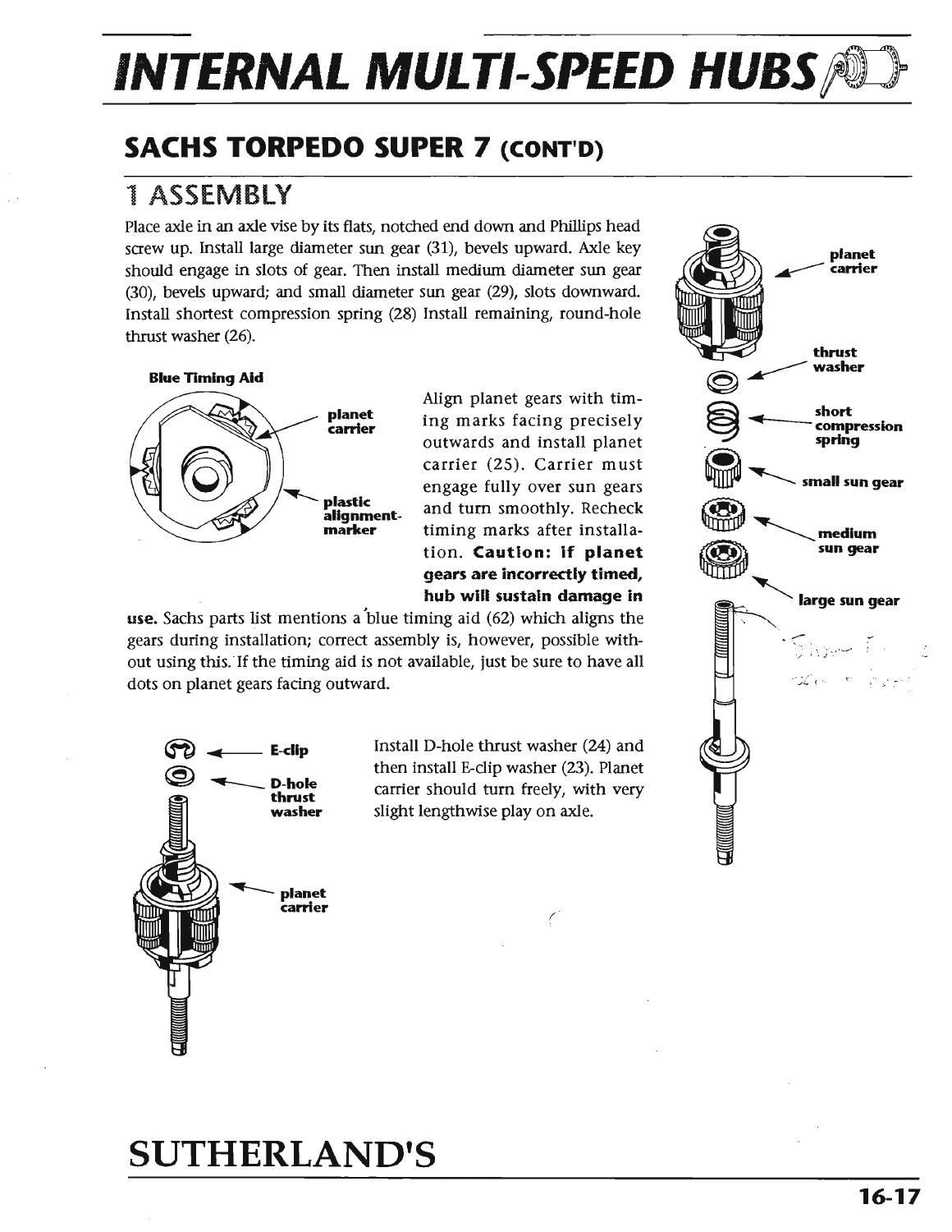# INTERNAL MULTI-SPEED HUBS

## SACHS TORPEDO SUPER 7 (CONT'D)

### 1 ASSEMBLY

Place axle in an axle vise by its flats, notched end down and Phillips head screw up. Install large diameter sun gear (31), bevels upward. Axle key should engage in slots of gear. Then install medium diameter sun gear (30), bevels upward; and small diameter sun gear (29), slots downward. Install shortest compression spring (28) Install remaining, round-hole thrust washer (26).

planet carrier

thrust washer

short compression spring

small sun gear

medium sun gear

large sun gear

**Blue Timing Aid**

planet carrier

plastic alignment-marker

Align planet gears with timing marks facing precisely outwards and install planet carrier (25). Carrier must engage fully over sun gears and turn smoothly. Recheck timing marks after installation. **Caution: If planet gears are incorrectly timed, hub will sustain damage in use.** Sachs parts list mentions a blue timing aid (62) which aligns the gears during installation; correct assembly is, however, possible without using this. If the timing aid is not available, just be sure to have all dots on planet gears facing outward.

E-clip

D-hole thrust washer

planet carrier

Install D-hole thrust washer (24) and then install E-clip washer (23). Planet carrier should turn freely, with very slight lengthwise play on axle.

SUTHERLAND'S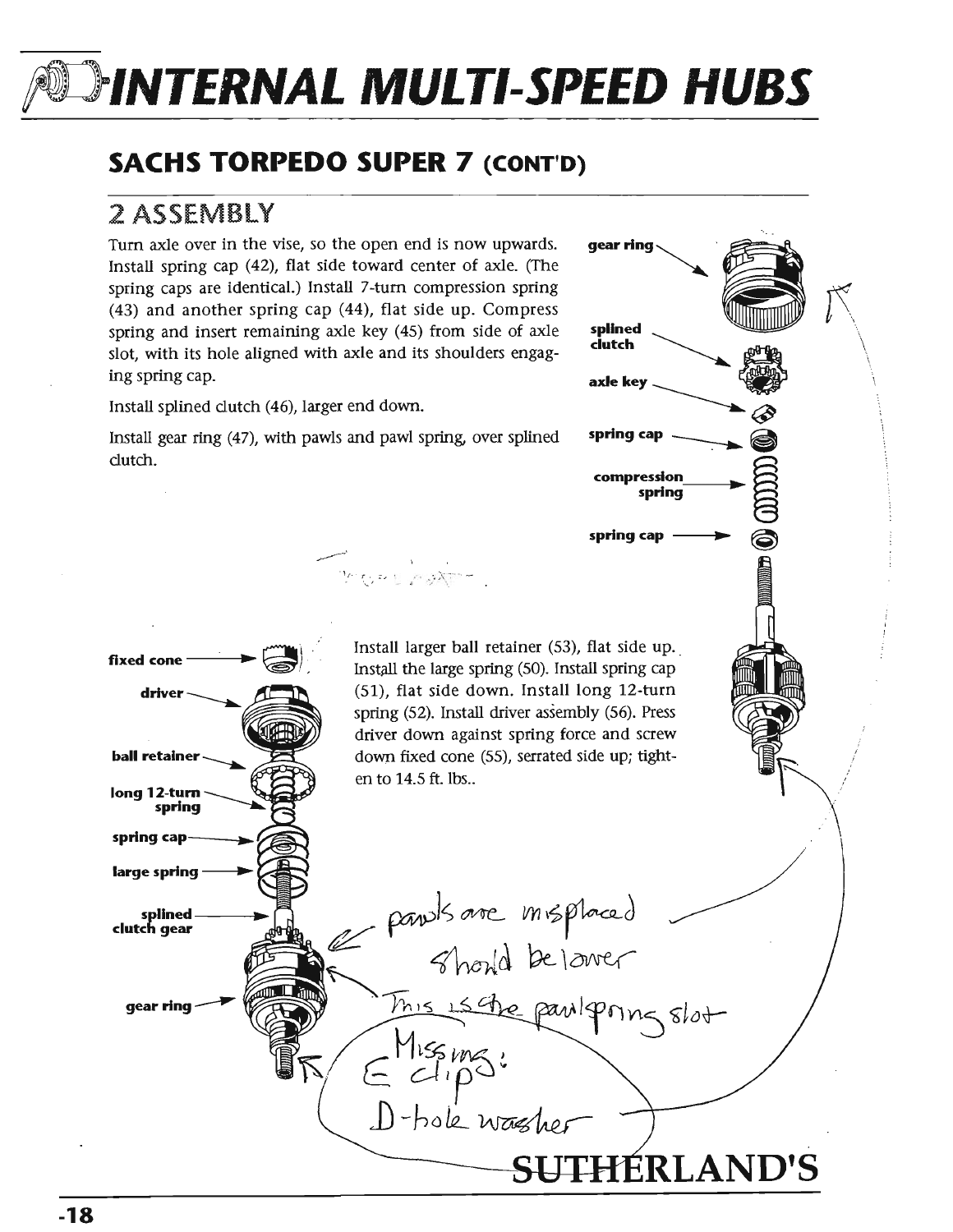# INTERNAL MULTI-SPEED HUBS

## SACHS TORPEDO SUPER 7 (CONT'D)

### 2 ASSEMBLY

Turn axle over in the vise, so the open end is now upwards. Install spring cap (42), flat side toward center of axle. (The spring caps are identical.) Install 7-turn compression spring (43) and another spring cap (44), flat side up. Compress spring and insert remaining axle key (45) from side of axle slot, with its hole aligned with axle and its shoulders engaging spring cap.

Install splined clutch (46), larger end down.

Install gear ring (47), with pawls and pawl spring, over splined clutch.

gear ring

splined clutch

axle key

spring cap

compression spring

spring cap

Install larger ball retainer (53), flat side up. Install the large spring (50). Install spring cap (51), flat side down. Install long 12-turn spring (52). Install driver assembly (56). Press driver down against spring force and screw down fixed cone (55), serrated side up; tighten to 14.5 ft. lbs..

fixed cone

driver

ball retainer

long 12-turn spring

spring cap

large spring

splined clutch gear

gear ring

pawls are misplaced should be lower

This is the pawlspring slot

Missing:
E clips
D-hole washer

SUTHERLAND'S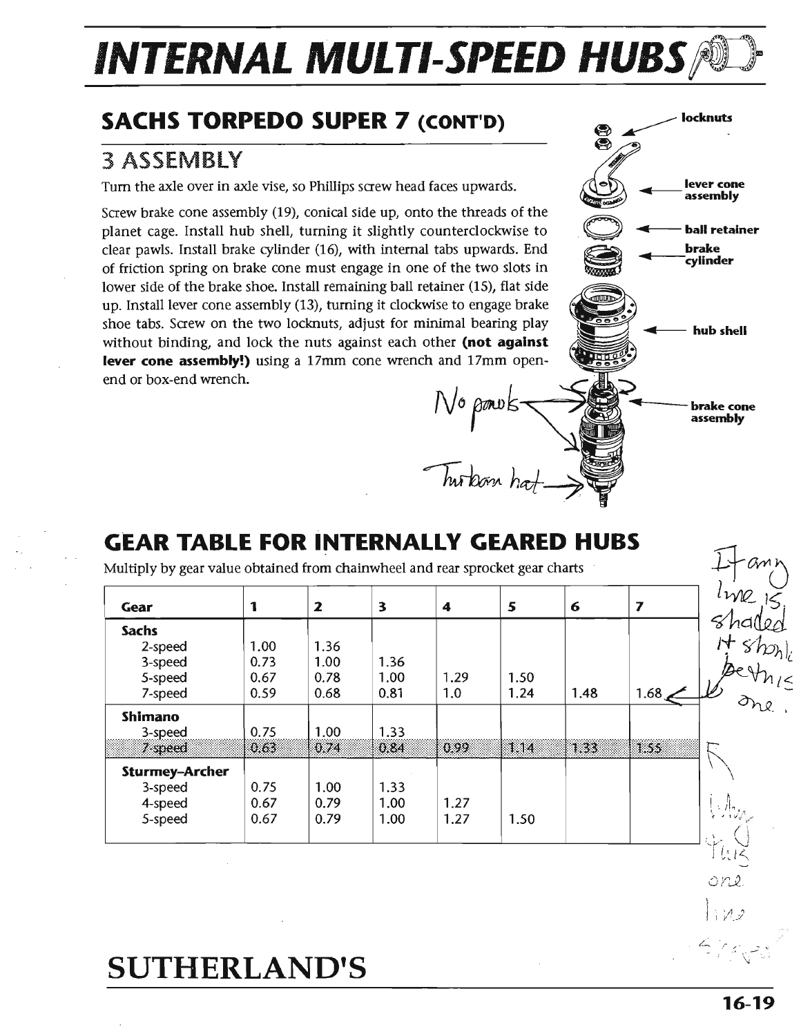# INTERNAL MULTI-SPEED HUBS

## SACHS TORPEDO SUPER 7 (CONT'D)

### 3 ASSEMBLY

Turn the axle over in axle vise, so Phillips screw head faces upwards.

Screw brake cone assembly (19), conical side up, onto the threads of the planet cage. Install hub shell, turning it slightly counterclockwise to clear pawls. Install brake cylinder (16), with internal tabs upwards. End of friction spring on brake cone must engage in one of the two slots in lower side of the brake shoe. Install remaining ball retainer (15), flat side up. Install lever cone assembly (13), turning it clockwise to engage brake shoe tabs. Screw on the two locknuts, adjust for minimal bearing play without binding, and lock the nuts against each other **(not against lever cone assembly!)** using a 17mm cone wrench and 17mm open-end or box-end wrench.

locknuts

lever cone assembly

ball retainer

brake cylinder

hub shell

brake cone assembly

No pawls

Turban hat

## GEAR TABLE FOR INTERNALLY GEARED HUBS

Multiply by gear value obtained from chainwheel and rear sprocket gear charts

| Gear | 1 | 2 | 3 | 4 | 5 | 6 | 7 |
|---|---|---|---|---|---|---|---|
| **Sachs** | | | | | | | |
| 2-speed | 1.00 | 1.36 | | | | | |
| 3-speed | 0.73 | 1.00 | 1.36 | | | | |
| 5-speed | 0.67 | 0.78 | 1.00 | 1.29 | 1.50 | | |
| 7-speed | 0.59 | 0.68 | 0.81 | 1.0 | 1.24 | 1.48 | 1.68 |
| **Shimano** | | | | | | | |
| 3-speed | 0.75 | 1.00 | 1.33 | | | | |
| 7-speed | 0.63 | 0.74 | 0.84 | 0.99 | 1.14 | 1.33 | 1.55 |
| **Sturmey-Archer** | | | | | | | |
| 3-speed | 0.75 | 1.00 | 1.33 | | | | |
| 4-speed | 0.67 | 0.79 | 1.00 | 1.27 | | | |
| 5-speed | 0.67 | 0.79 | 1.00 | 1.27 | 1.50 | | |

If any line is shaded it should be this one.

Why this one line shaded?

SUTHERLAND'S